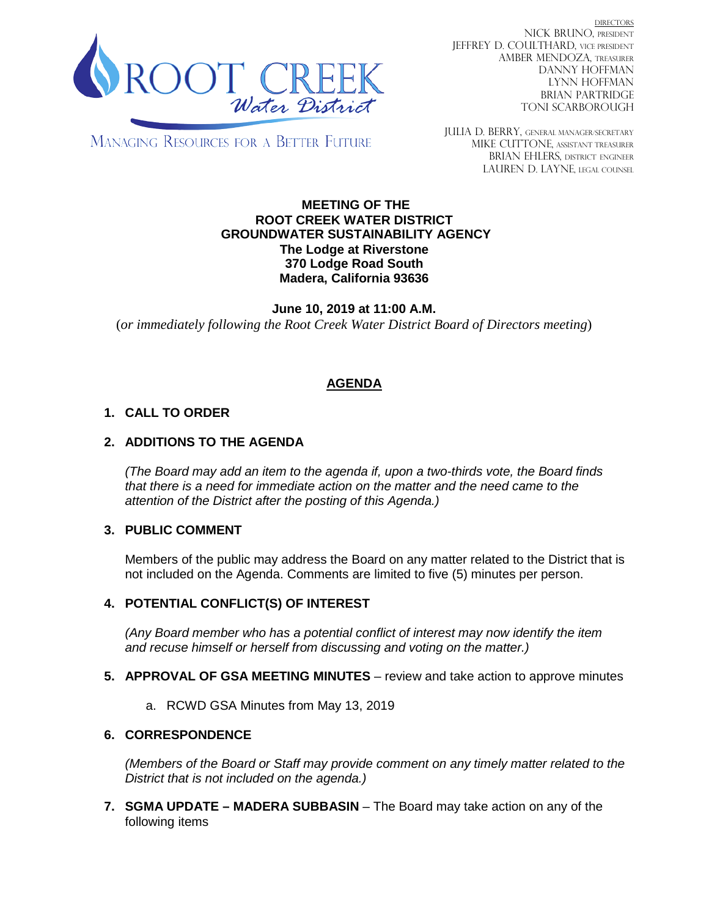ROOT CREEK Water District

MANAGING RESOURCES FOR A BETTER FUTURE

DIRECTORS
NICK BRUNO, PRESIDENT
JEFFREY D. COULTHARD, VICE PRESIDENT
AMBER MENDOZA, TREASURER
DANNY HOFFMAN
LYNN HOFFMAN
BRIAN PARTRIDGE
TONI SCARBOROUGH

JULIA D. BERRY, GENERAL MANAGER/SECRETARY
MIKE CUTTONE, ASSISTANT TREASURER
BRIAN EHLERS, DISTRICT ENGINEER
LAUREN D. LAYNE, LEGAL COUNSEL

**MEETING OF THE**
**ROOT CREEK WATER DISTRICT**
**GROUNDWATER SUSTAINABILITY AGENCY**
**The Lodge at Riverstone**
**370 Lodge Road South**
**Madera, California 93636**

**June 10, 2019 at 11:00 A.M.**
(*or immediately following the Root Creek Water District Board of Directors meeting*)

## AGENDA

**1. CALL TO ORDER**

**2. ADDITIONS TO THE AGENDA**

*(The Board may add an item to the agenda if, upon a two-thirds vote, the Board finds that there is a need for immediate action on the matter and the need came to the attention of the District after the posting of this Agenda.)*

**3. PUBLIC COMMENT**

Members of the public may address the Board on any matter related to the District that is not included on the Agenda. Comments are limited to five (5) minutes per person.

**4. POTENTIAL CONFLICT(S) OF INTEREST**

*(Any Board member who has a potential conflict of interest may now identify the item and recuse himself or herself from discussing and voting on the matter.)*

**5. APPROVAL OF GSA MEETING MINUTES** – review and take action to approve minutes

a. RCWD GSA Minutes from May 13, 2019

**6. CORRESPONDENCE**

*(Members of the Board or Staff may provide comment on any timely matter related to the District that is not included on the agenda.)*

**7. SGMA UPDATE – MADERA SUBBASIN** – The Board may take action on any of the following items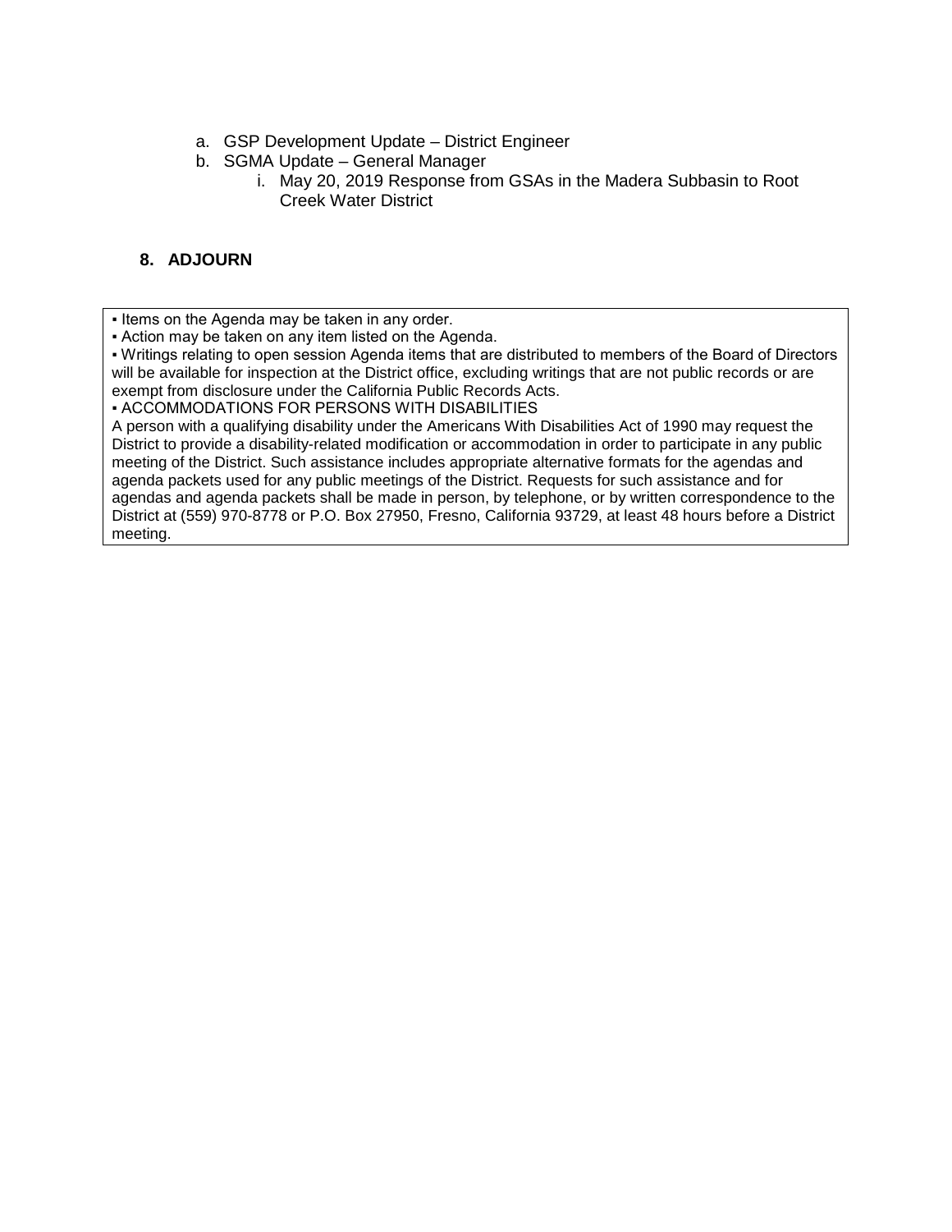a. GSP Development Update – District Engineer
   b. SGMA Update – General Manager
      i. May 20, 2019 Response from GSAs in the Madera Subbasin to Root Creek Water District

## 8. ADJOURN

▪ Items on the Agenda may be taken in any order.
▪ Action may be taken on any item listed on the Agenda.
▪ Writings relating to open session Agenda items that are distributed to members of the Board of Directors will be available for inspection at the District office, excluding writings that are not public records or are exempt from disclosure under the California Public Records Acts.
▪ ACCOMMODATIONS FOR PERSONS WITH DISABILITIES
A person with a qualifying disability under the Americans With Disabilities Act of 1990 may request the District to provide a disability-related modification or accommodation in order to participate in any public meeting of the District. Such assistance includes appropriate alternative formats for the agendas and agenda packets used for any public meetings of the District. Requests for such assistance and for agendas and agenda packets shall be made in person, by telephone, or by written correspondence to the District at (559) 970-8778 or P.O. Box 27950, Fresno, California 93729, at least 48 hours before a District meeting.